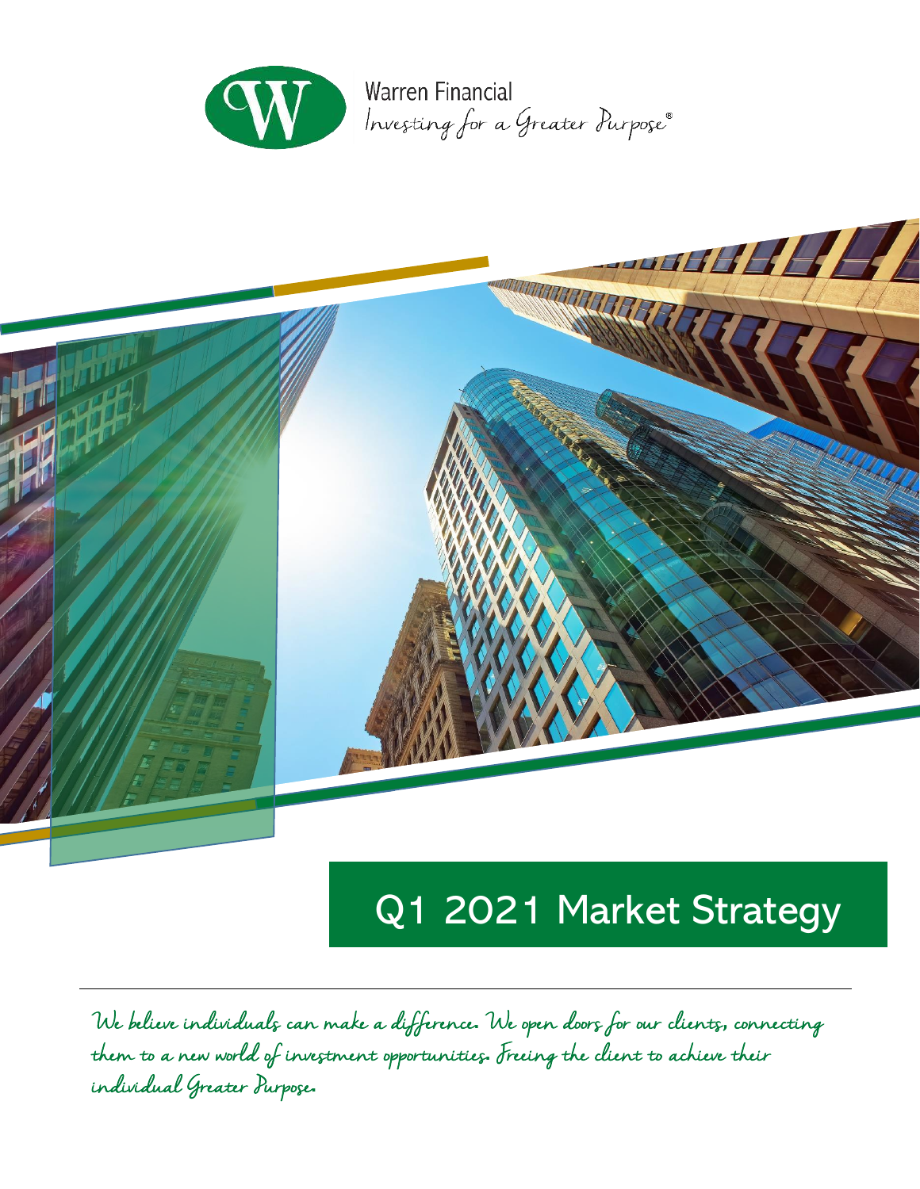Warren Financial

*Investing for a Greater Purpose®*

# Q1 2021 Market Strategy

*We believe individuals can make a difference. We open doors for our clients, connecting them to a new world of investment opportunities. Freeing the client to achieve their individual Greater Purpose.*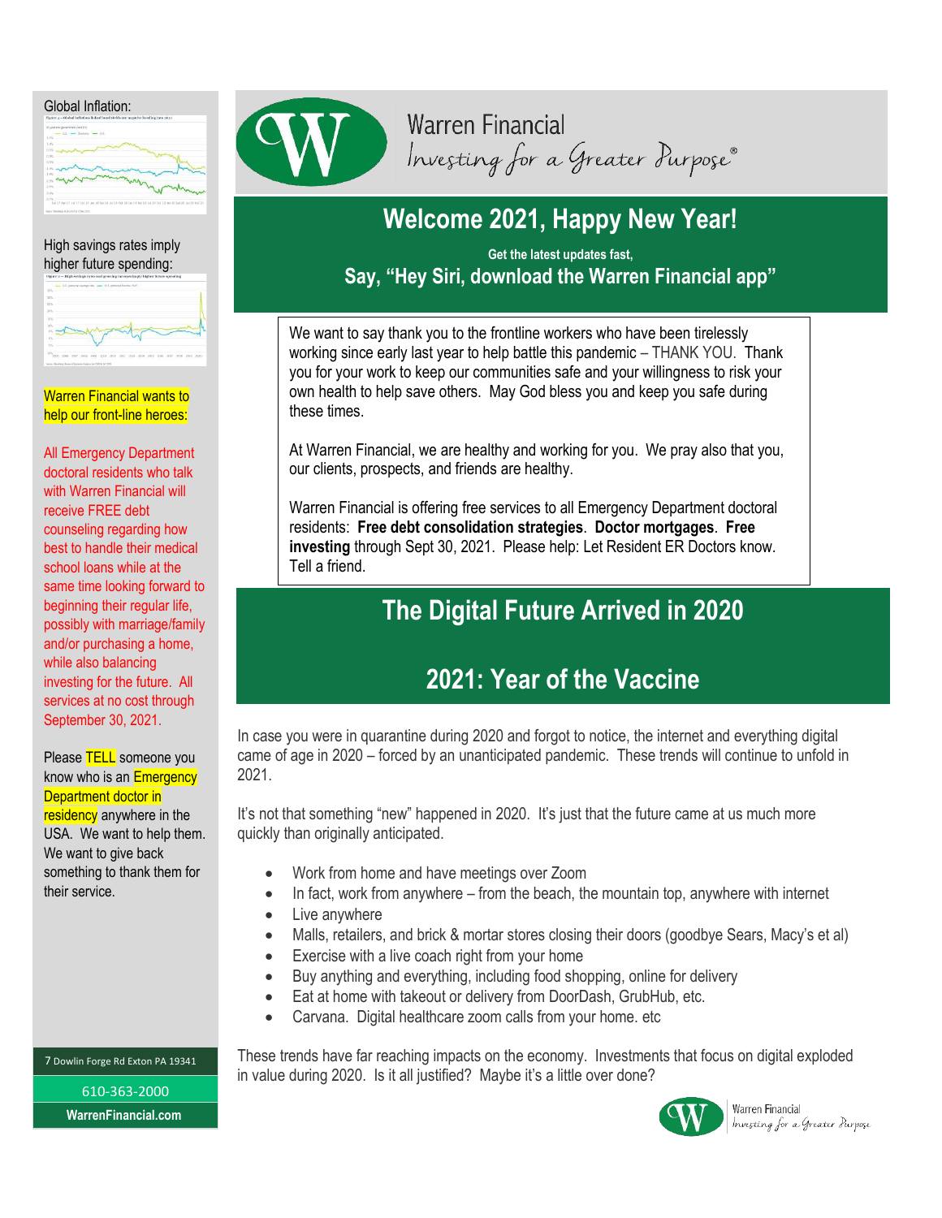# Warren Financial

*Investing for a Greater Purpose®*

## Welcome 2021, Happy New Year!

**Get the latest updates fast,**

**Say, "Hey Siri, download the Warren Financial app"**

We want to say thank you to the frontline workers who have been tirelessly working since early last year to help battle this pandemic – THANK YOU. Thank you for your work to keep our communities safe and your willingness to risk your own health to help save others. May God bless you and keep you safe during these times.

At Warren Financial, we are healthy and working for you. We pray also that you, our clients, prospects, and friends are healthy.

Warren Financial is offering free services to all Emergency Department doctoral residents: **Free debt consolidation strategies**. **Doctor mortgages**. **Free investing** through Sept 30, 2021. Please help: Let Resident ER Doctors know. Tell a friend.

## The Digital Future Arrived in 2020

## 2021: Year of the Vaccine

In case you were in quarantine during 2020 and forgot to notice, the internet and everything digital came of age in 2020 – forced by an unanticipated pandemic. These trends will continue to unfold in 2021.

It's not that something "new" happened in 2020. It's just that the future came at us much more quickly than originally anticipated.

- Work from home and have meetings over Zoom
- In fact, work from anywhere – from the beach, the mountain top, anywhere with internet
- Live anywhere
- Malls, retailers, and brick & mortar stores closing their doors (goodbye Sears, Macy's et al)
- Exercise with a live coach right from your home
- Buy anything and everything, including food shopping, online for delivery
- Eat at home with takeout or delivery from DoorDash, GrubHub, etc.
- Carvana. Digital healthcare zoom calls from your home. etc

These trends have far reaching impacts on the economy. Investments that focus on digital exploded in value during 2020. Is it all justified? Maybe it's a little over done?

---

Global Inflation:

High savings rates imply higher future spending:

Warren Financial wants to help our front-line heroes:

All Emergency Department doctoral residents who talk with Warren Financial will receive FREE debt counseling regarding how best to handle their medical school loans while at the same time looking forward to beginning their regular life, possibly with marriage/family and/or purchasing a home, while also balancing investing for the future. All services at no cost through September 30, 2021.

Please TELL someone you know who is an Emergency Department doctor in residency anywhere in the USA. We want to help them. We want to give back something to thank them for their service.

7 Dowlin Forge Rd Exton PA 19341

610-363-2000

WarrenFinancial.com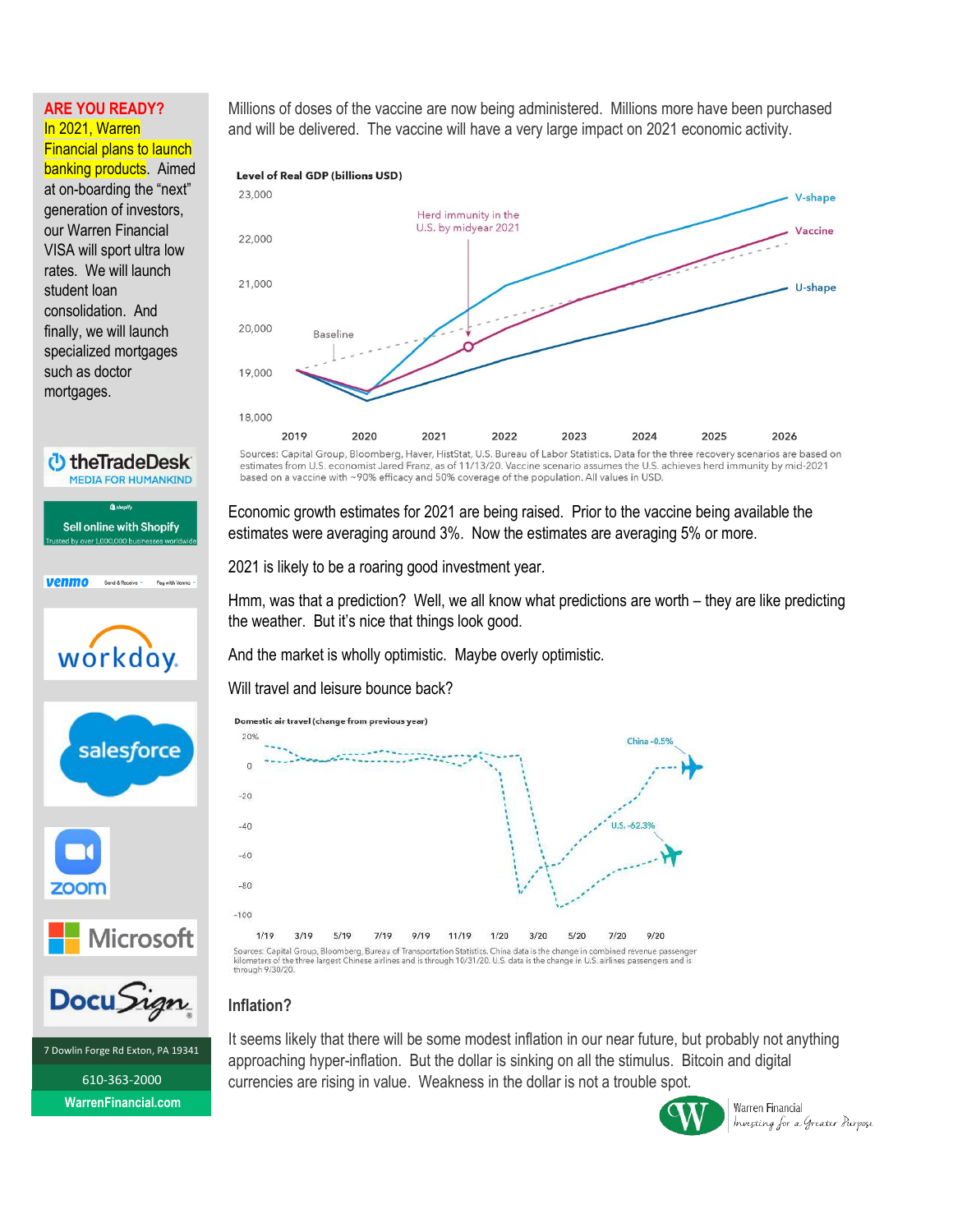**ARE YOU READY?** In 2021, Warren Financial plans to launch banking products. Aimed at on-boarding the "next" generation of investors, our Warren Financial VISA will sport ultra low rates. We will launch student loan consolidation. And finally, we will launch specialized mortgages such as doctor mortgages.

7 Dowlin Forge Rd Exton, PA 19341

610-363-2000

WarrenFinancial.com

Millions of doses of the vaccine are now being administered. Millions more have been purchased and will be delivered. The vaccine will have a very large impact on 2021 economic activity.

Sources: Capital Group, Bloomberg, Haver, HistStat, U.S. Bureau of Labor Statistics. Data for the three recovery scenarios are based on estimates from U.S. economist Jared Franz, as of 11/13/20. Vaccine scenario assumes the U.S. achieves herd immunity by mid-2021 based on a vaccine with ~90% efficacy and 50% coverage of the population. All values in USD.

Economic growth estimates for 2021 are being raised. Prior to the vaccine being available the estimates were averaging around 3%. Now the estimates are averaging 5% or more.

2021 is likely to be a roaring good investment year.

Hmm, was that a prediction? Well, we all know what predictions are worth – they are like predicting the weather. But it's nice that things look good.

And the market is wholly optimistic. Maybe overly optimistic.

Will travel and leisure bounce back?

Sources: Capital Group, Bloomberg, Bureau of Transportation Statistics. China data is the change in combined revenue passenger kilometers of the three largest Chinese airlines and is through 10/31/20. U.S. data is the change in U.S. airlines passengers and is through 9/30/20.

### Inflation?

It seems likely that there will be some modest inflation in our near future, but probably not anything approaching hyper-inflation. But the dollar is sinking on all the stimulus. Bitcoin and digital currencies are rising in value. Weakness in the dollar is not a trouble spot.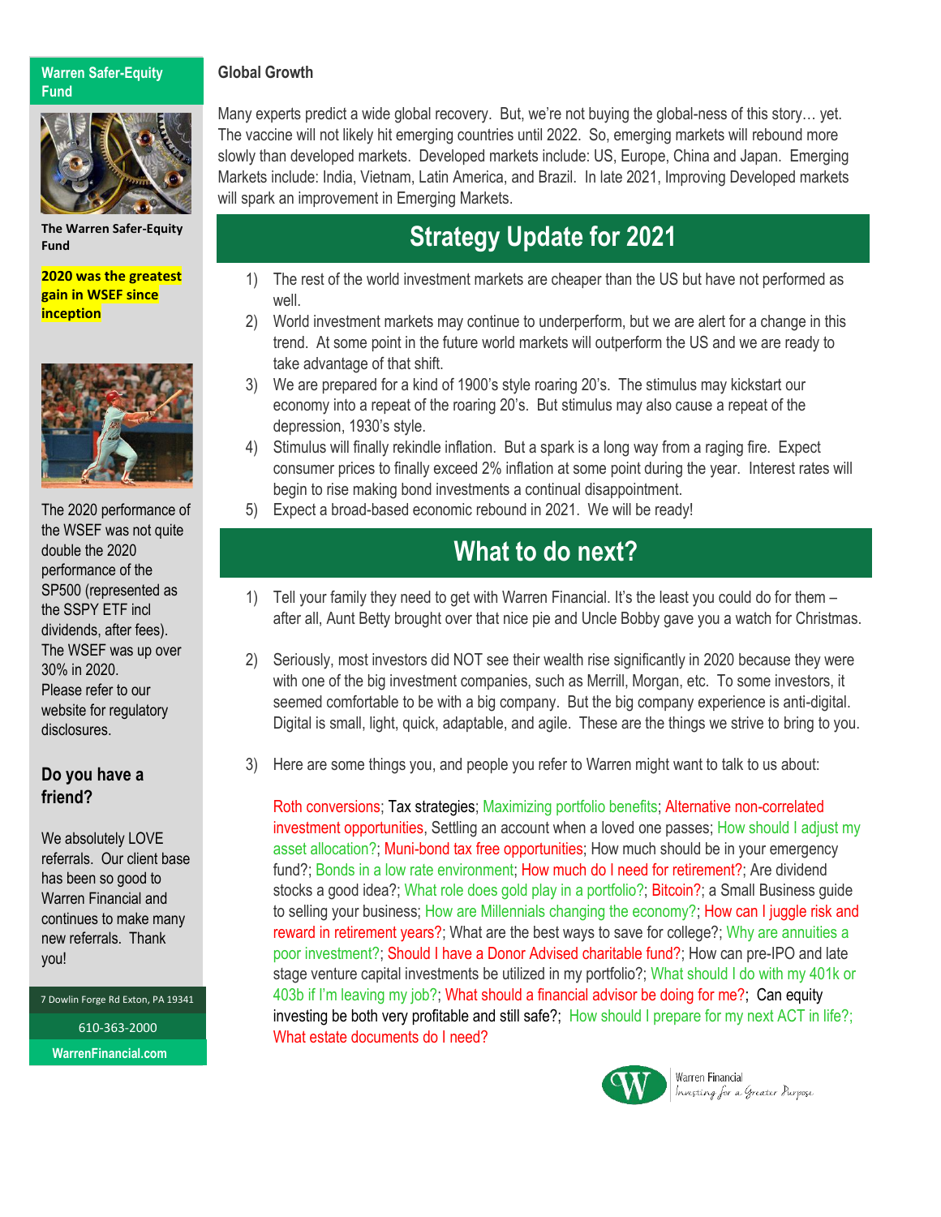## Warren Safer-Equity Fund

**The Warren Safer-Equity Fund**

**2020 was the greatest gain in WSEF since inception**

The 2020 performance of the WSEF was not quite double the 2020 performance of the SP500 (represented as the SSPY ETF incl dividends, after fees). The WSEF was up over 30% in 2020. Please refer to our website for regulatory disclosures.

### Do you have a friend?

We absolutely LOVE referrals. Our client base has been so good to Warren Financial and continues to make many new referrals. Thank you!

7 Dowlin Forge Rd Exton, PA 19341

610-363-2000

WarrenFinancial.com

### Global Growth

Many experts predict a wide global recovery. But, we're not buying the global-ness of this story… yet. The vaccine will not likely hit emerging countries until 2022. So, emerging markets will rebound more slowly than developed markets. Developed markets include: US, Europe, China and Japan. Emerging Markets include: India, Vietnam, Latin America, and Brazil. In late 2021, Improving Developed markets will spark an improvement in Emerging Markets.

## Strategy Update for 2021

1) The rest of the world investment markets are cheaper than the US but have not performed as well.
2) World investment markets may continue to underperform, but we are alert for a change in this trend. At some point in the future world markets will outperform the US and we are ready to take advantage of that shift.
3) We are prepared for a kind of 1900's style roaring 20's. The stimulus may kickstart our economy into a repeat of the roaring 20's. But stimulus may also cause a repeat of the depression, 1930's style.
4) Stimulus will finally rekindle inflation. But a spark is a long way from a raging fire. Expect consumer prices to finally exceed 2% inflation at some point during the year. Interest rates will begin to rise making bond investments a continual disappointment.
5) Expect a broad-based economic rebound in 2021. We will be ready!

## What to do next?

1) Tell your family they need to get with Warren Financial. It's the least you could do for them – after all, Aunt Betty brought over that nice pie and Uncle Bobby gave you a watch for Christmas.

2) Seriously, most investors did NOT see their wealth rise significantly in 2020 because they were with one of the big investment companies, such as Merrill, Morgan, etc. To some investors, it seemed comfortable to be with a big company. But the big company experience is anti-digital. Digital is small, light, quick, adaptable, and agile. These are the things we strive to bring to you.

3) Here are some things you, and people you refer to Warren might want to talk to us about:

   Roth conversions; Tax strategies; Maximizing portfolio benefits; Alternative non-correlated investment opportunities, Settling an account when a loved one passes; How should I adjust my asset allocation?; Muni-bond tax free opportunities; How much should be in your emergency fund?; Bonds in a low rate environment; How much do I need for retirement?; Are dividend stocks a good idea?; What role does gold play in a portfolio?; Bitcoin?; a Small Business guide to selling your business; How are Millennials changing the economy?; How can I juggle risk and reward in retirement years?; What are the best ways to save for college?; Why are annuities a poor investment?; Should I have a Donor Advised charitable fund?; How can pre-IPO and late stage venture capital investments be utilized in my portfolio?; What should I do with my 401k or 403b if I'm leaving my job?; What should a financial advisor be doing for me?; Can equity investing be both very profitable and still safe?; How should I prepare for my next ACT in life?; What estate documents do I need?

Warren Financial
Investing for a Greater Purpose